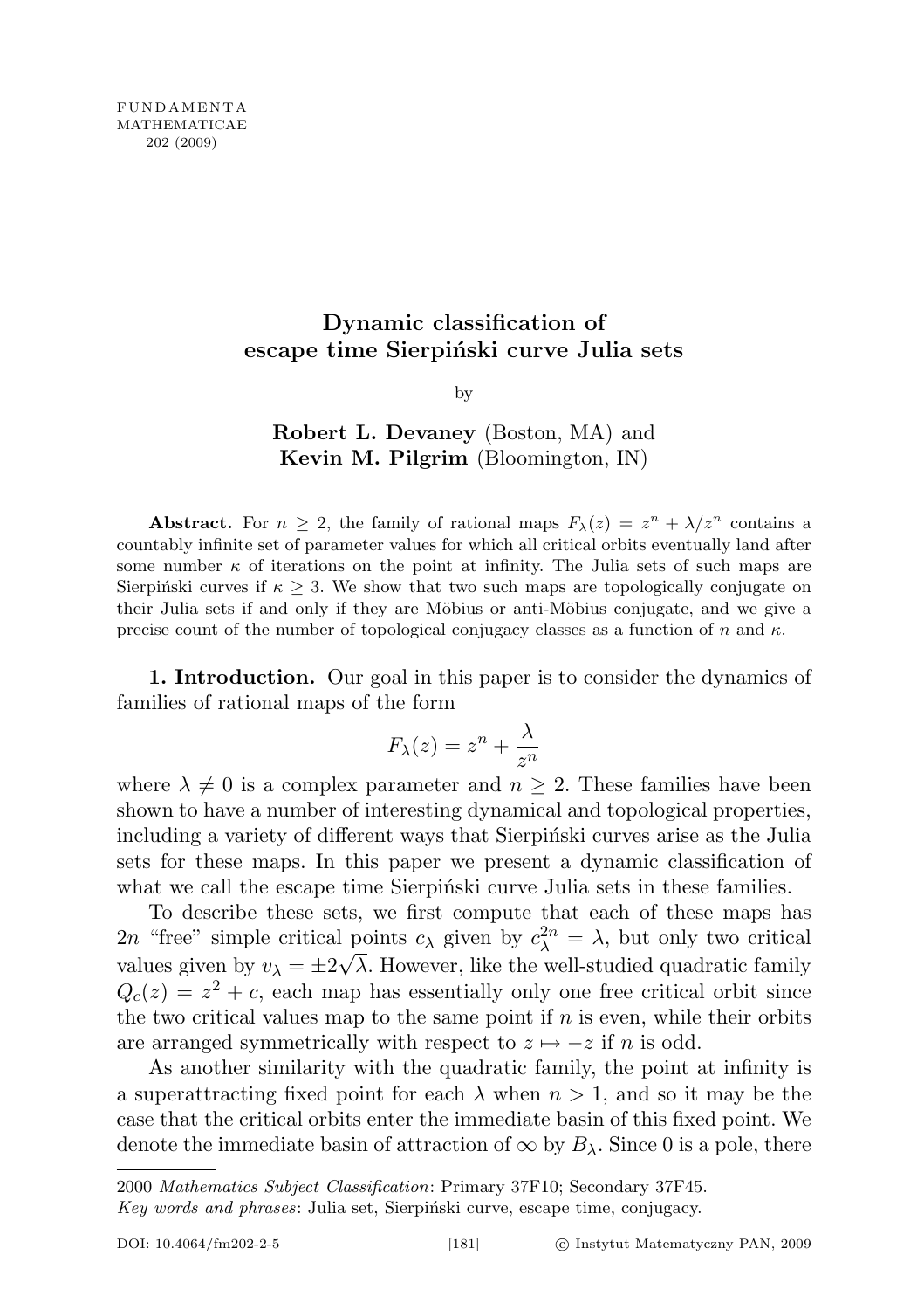# Dynamic classification of escape time Sierpiński curve Julia sets

by

**Robert L. Devaney** (Boston, MA) and **Kevin M. Pilgrim** (Bloomington, IN)

**Abstract.** For $n \geq 2$, the family of rational maps $F_\lambda(z) = z^n + \lambda/z^n$ contains a countably infinite set of parameter values for which all critical orbits eventually land after some number $\kappa$ of iterations on the point at infinity. The Julia sets of such maps are Sierpiński curves if $\kappa \geq 3$. We show that two such maps are topologically conjugate on their Julia sets if and only if they are Möbius or anti-Möbius conjugate, and we give a precise count of the number of topological conjugacy classes as a function of $n$ and $\kappa$.

**1. Introduction.** Our goal in this paper is to consider the dynamics of families of rational maps of the form

$$F_\lambda(z) = z^n + \frac{\lambda}{z^n}$$

where $\lambda \neq 0$ is a complex parameter and $n \geq 2$. These families have been shown to have a number of interesting dynamical and topological properties, including a variety of different ways that Sierpiński curves arise as the Julia sets for these maps. In this paper we present a dynamic classification of what we call the escape time Sierpiński curve Julia sets in these families.

To describe these sets, we first compute that each of these maps has $2n$ "free" simple critical points $c_\lambda$ given by $c_\lambda^{2n} = \lambda$, but only two critical values given by $v_\lambda = \pm 2\sqrt{\lambda}$. However, like the well-studied quadratic family $Q_c(z) = z^2 + c$, each map has essentially only one free critical orbit since the two critical values map to the same point if $n$ is even, while their orbits are arranged symmetrically with respect to $z \mapsto -z$ if $n$ is odd.

As another similarity with the quadratic family, the point at infinity is a superattracting fixed point for each $\lambda$ when $n > 1$, and so it may be the case that the critical orbits enter the immediate basin of this fixed point. We denote the immediate basin of attraction of $\infty$ by $B_\lambda$. Since 0 is a pole, there

---

2000 *Mathematics Subject Classification*: Primary 37F10; Secondary 37F45.

*Key words and phrases*: Julia set, Sierpiński curve, escape time, conjugacy.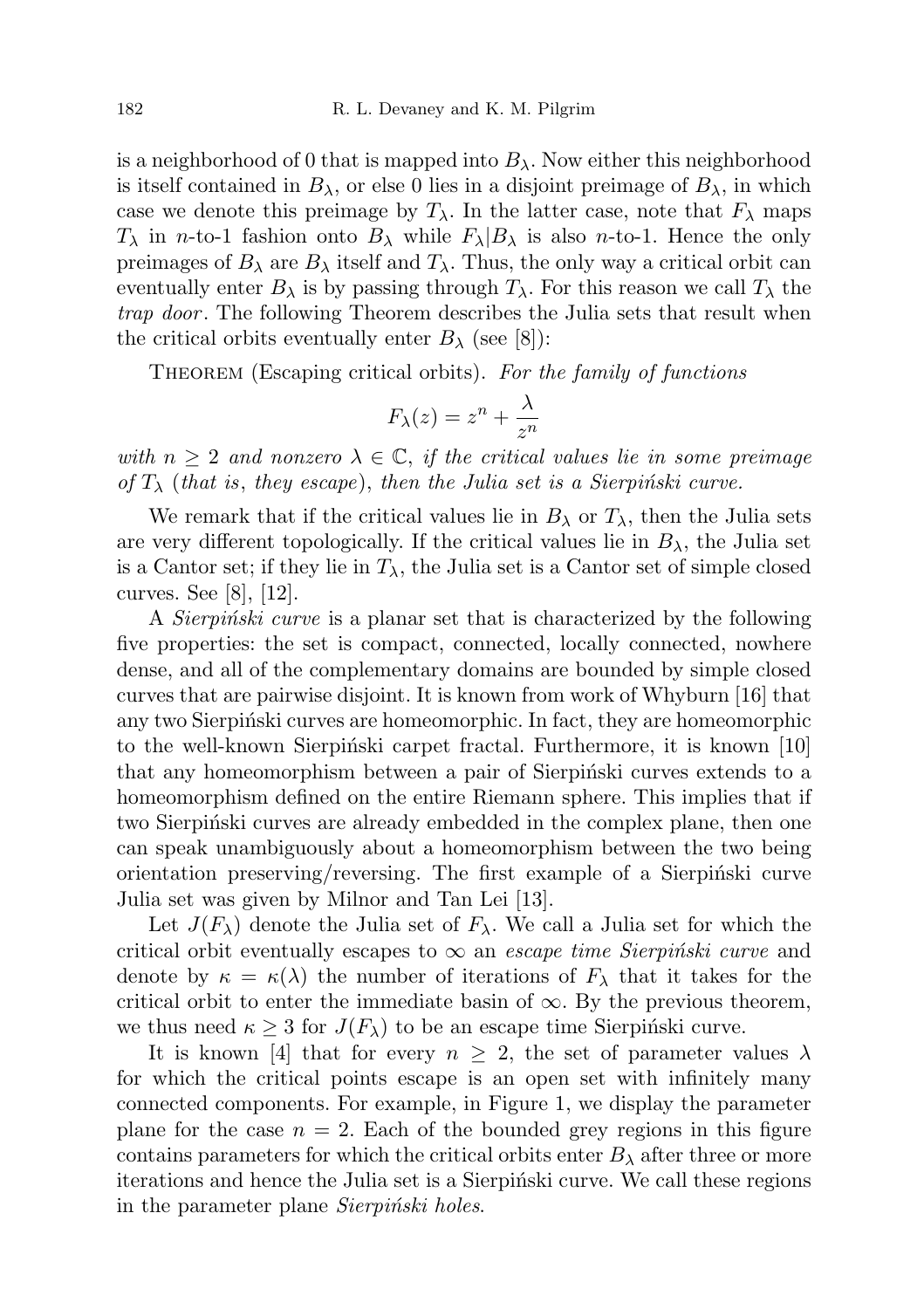is a neighborhood of 0 that is mapped into $B_\lambda$. Now either this neighborhood is itself contained in $B_\lambda$, or else 0 lies in a disjoint preimage of $B_\lambda$, in which case we denote this preimage by $T_\lambda$. In the latter case, note that $F_\lambda$ maps $T_\lambda$ in $n$-to-1 fashion onto $B_\lambda$ while $F_\lambda|B_\lambda$ is also $n$-to-1. Hence the only preimages of $B_\lambda$ are $B_\lambda$ itself and $T_\lambda$. Thus, the only way a critical orbit can eventually enter $B_\lambda$ is by passing through $T_\lambda$. For this reason we call $T_\lambda$ the *trap door*. The following Theorem describes the Julia sets that result when the critical orbits eventually enter $B_\lambda$ (see [8]):

Theorem (Escaping critical orbits). *For the family of functions*

$$F_\lambda(z) = z^n + \frac{\lambda}{z^n}$$

*with $n \geq 2$ and nonzero $\lambda \in \mathbb{C}$, if the critical values lie in some preimage of $T_\lambda$ (that is, they escape), then the Julia set is a Sierpiński curve.*

We remark that if the critical values lie in $B_\lambda$ or $T_\lambda$, then the Julia sets are very different topologically. If the critical values lie in $B_\lambda$, the Julia set is a Cantor set; if they lie in $T_\lambda$, the Julia set is a Cantor set of simple closed curves. See [8], [12].

A *Sierpiński curve* is a planar set that is characterized by the following five properties: the set is compact, connected, locally connected, nowhere dense, and all of the complementary domains are bounded by simple closed curves that are pairwise disjoint. It is known from work of Whyburn [16] that any two Sierpiński curves are homeomorphic. In fact, they are homeomorphic to the well-known Sierpiński carpet fractal. Furthermore, it is known [10] that any homeomorphism between a pair of Sierpiński curves extends to a homeomorphism defined on the entire Riemann sphere. This implies that if two Sierpiński curves are already embedded in the complex plane, then one can speak unambiguously about a homeomorphism between the two being orientation preserving/reversing. The first example of a Sierpiński curve Julia set was given by Milnor and Tan Lei [13].

Let $J(F_\lambda)$ denote the Julia set of $F_\lambda$. We call a Julia set for which the critical orbit eventually escapes to $\infty$ an *escape time Sierpiński curve* and denote by $\kappa = \kappa(\lambda)$ the number of iterations of $F_\lambda$ that it takes for the critical orbit to enter the immediate basin of $\infty$. By the previous theorem, we thus need $\kappa \geq 3$ for $J(F_\lambda)$ to be an escape time Sierpiński curve.

It is known [4] that for every $n \geq 2$, the set of parameter values $\lambda$ for which the critical points escape is an open set with infinitely many connected components. For example, in Figure 1, we display the parameter plane for the case $n = 2$. Each of the bounded grey regions in this figure contains parameters for which the critical orbits enter $B_\lambda$ after three or more iterations and hence the Julia set is a Sierpiński curve. We call these regions in the parameter plane *Sierpiński holes*.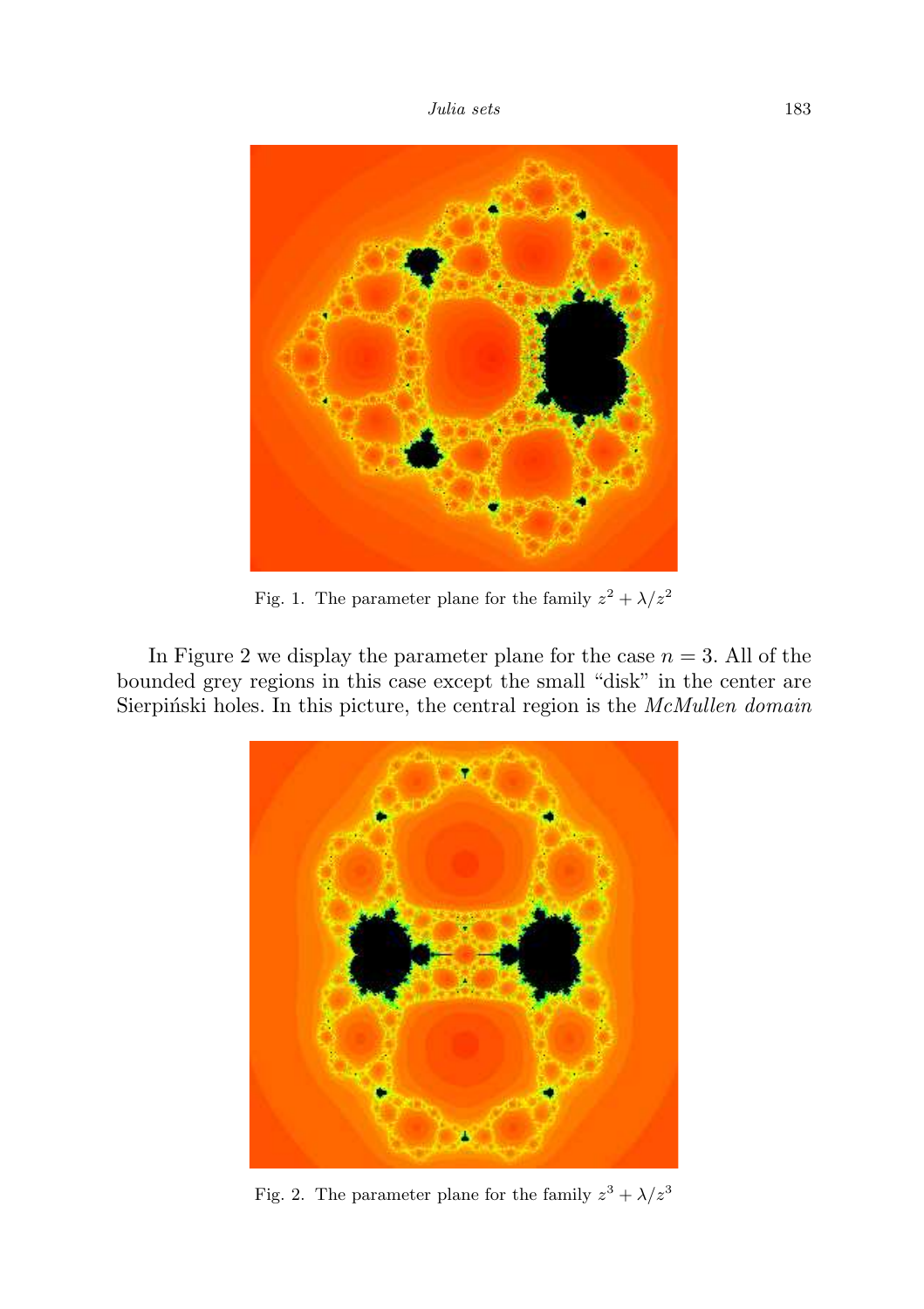Fig. 1. The parameter plane for the family $z^2 + \lambda/z^2$

In Figure 2 we display the parameter plane for the case $n = 3$. All of the bounded grey regions in this case except the small "disk" in the center are Sierpiński holes. In this picture, the central region is the *McMullen domain*

Fig. 2. The parameter plane for the family $z^3 + \lambda/z^3$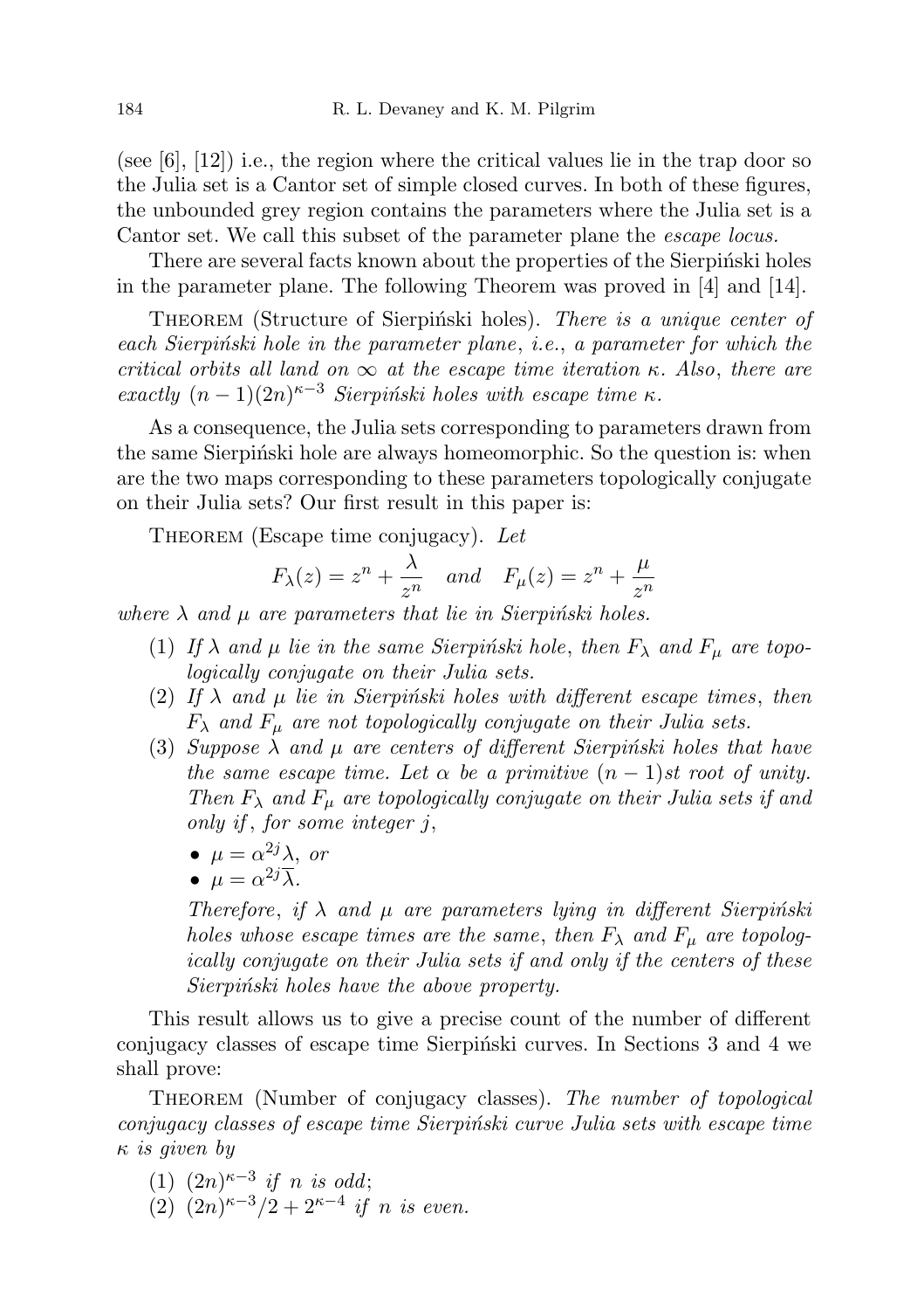(see [6], [12]) i.e., the region where the critical values lie in the trap door so the Julia set is a Cantor set of simple closed curves. In both of these figures, the unbounded grey region contains the parameters where the Julia set is a Cantor set. We call this subset of the parameter plane the *escape locus.*

There are several facts known about the properties of the Sierpiński holes in the parameter plane. The following Theorem was proved in [4] and [14].

Theorem (Structure of Sierpiński holes). *There is a unique center of each Sierpiński hole in the parameter plane, i.e., a parameter for which the critical orbits all land on $\infty$ at the escape time iteration $\kappa$. Also, there are exactly $(n-1)(2n)^{\kappa-3}$ Sierpiński holes with escape time $\kappa$.*

As a consequence, the Julia sets corresponding to parameters drawn from the same Sierpiński hole are always homeomorphic. So the question is: when are the two maps corresponding to these parameters topologically conjugate on their Julia sets? Our first result in this paper is:

Theorem (Escape time conjugacy). *Let*

$$F_\lambda(z) = z^n + \frac{\lambda}{z^n} \quad \textit{and} \quad F_\mu(z) = z^n + \frac{\mu}{z^n}$$

*where $\lambda$ and $\mu$ are parameters that lie in Sierpiński holes.*

1. *If $\lambda$ and $\mu$ lie in the same Sierpiński hole, then $F_\lambda$ and $F_\mu$ are topologically conjugate on their Julia sets.*
2. *If $\lambda$ and $\mu$ lie in Sierpiński holes with different escape times, then $F_\lambda$ and $F_\mu$ are not topologically conjugate on their Julia sets.*
3. *Suppose $\lambda$ and $\mu$ are centers of different Sierpiński holes that have the same escape time. Let $\alpha$ be a primitive $(n-1)$st root of unity. Then $F_\lambda$ and $F_\mu$ are topologically conjugate on their Julia sets if and only if, for some integer $j$,*
   - $\mu = \alpha^{2j}\lambda$, *or*
   - $\mu = \alpha^{2j}\overline{\lambda}$.

   *Therefore, if $\lambda$ and $\mu$ are parameters lying in different Sierpiński holes whose escape times are the same, then $F_\lambda$ and $F_\mu$ are topologically conjugate on their Julia sets if and only if the centers of these Sierpiński holes have the above property.*

This result allows us to give a precise count of the number of different conjugacy classes of escape time Sierpiński curves. In Sections 3 and 4 we shall prove:

Theorem (Number of conjugacy classes). *The number of topological conjugacy classes of escape time Sierpiński curve Julia sets with escape time $\kappa$ is given by*

1. $(2n)^{\kappa-3}$ *if $n$ is odd*;
2. $(2n)^{\kappa-3}/2 + 2^{\kappa-4}$ *if $n$ is even.*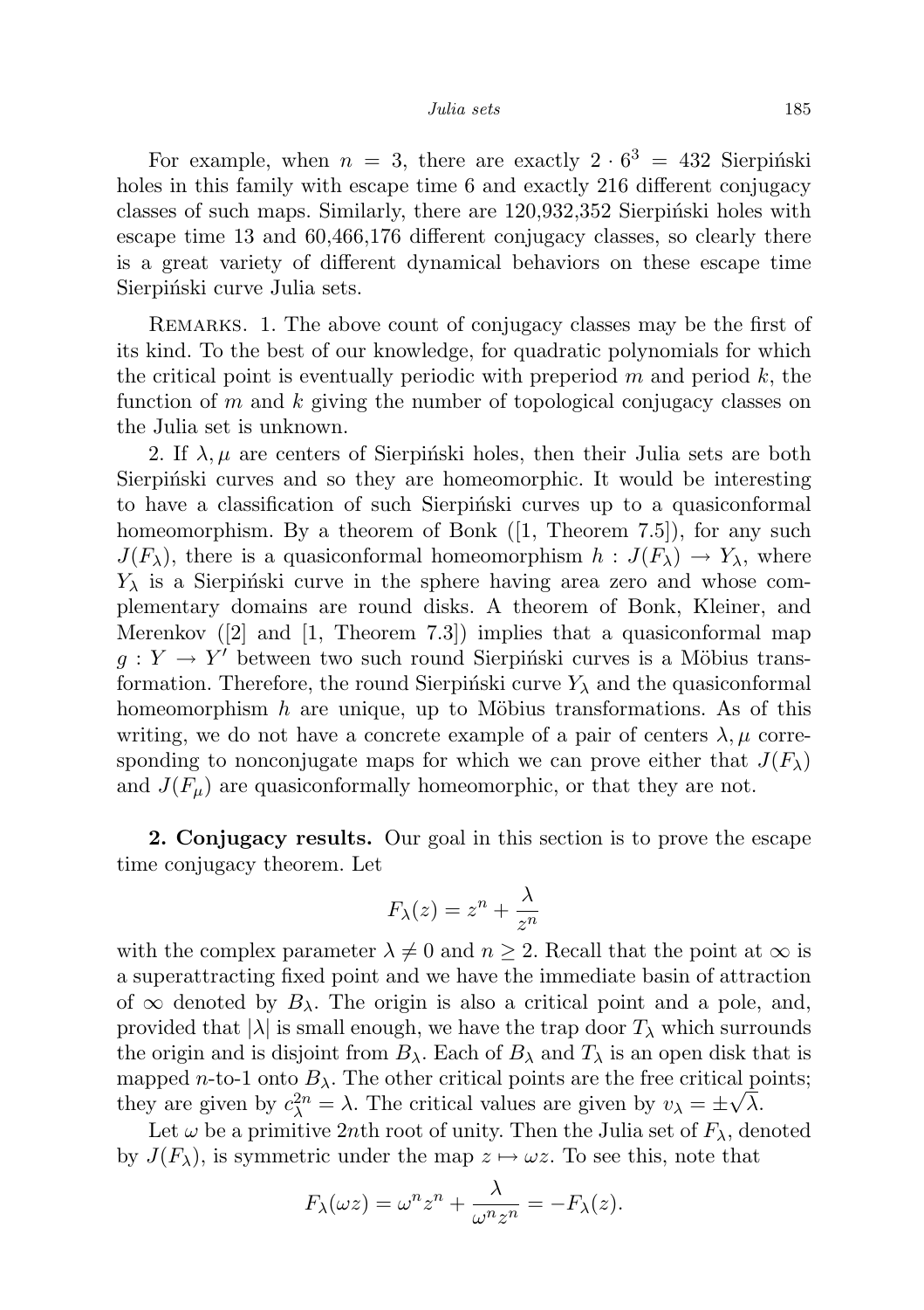For example, when $n = 3$, there are exactly $2 \cdot 6^3 = 432$ Sierpiński holes in this family with escape time 6 and exactly 216 different conjugacy classes of such maps. Similarly, there are 120,932,352 Sierpiński holes with escape time 13 and 60,466,176 different conjugacy classes, so clearly there is a great variety of different dynamical behaviors on these escape time Sierpiński curve Julia sets.

Remarks. 1. The above count of conjugacy classes may be the first of its kind. To the best of our knowledge, for quadratic polynomials for which the critical point is eventually periodic with preperiod $m$ and period $k$, the function of $m$ and $k$ giving the number of topological conjugacy classes on the Julia set is unknown.

2. If $\lambda, \mu$ are centers of Sierpiński holes, then their Julia sets are both Sierpiński curves and so they are homeomorphic. It would be interesting to have a classification of such Sierpiński curves up to a quasiconformal homeomorphism. By a theorem of Bonk ([1, Theorem 7.5]), for any such $J(F_\lambda)$, there is a quasiconformal homeomorphism $h : J(F_\lambda) \to Y_\lambda$, where $Y_\lambda$ is a Sierpiński curve in the sphere having area zero and whose complementary domains are round disks. A theorem of Bonk, Kleiner, and Merenkov ([2] and [1, Theorem 7.3]) implies that a quasiconformal map $g : Y \to Y'$ between two such round Sierpiński curves is a Möbius transformation. Therefore, the round Sierpiński curve $Y_\lambda$ and the quasiconformal homeomorphism $h$ are unique, up to Möbius transformations. As of this writing, we do not have a concrete example of a pair of centers $\lambda, \mu$ corresponding to nonconjugate maps for which we can prove either that $J(F_\lambda)$ and $J(F_\mu)$ are quasiconformally homeomorphic, or that they are not.

**2. Conjugacy results.** Our goal in this section is to prove the escape time conjugacy theorem. Let

$$F_\lambda(z) = z^n + \frac{\lambda}{z^n}$$

with the complex parameter $\lambda \neq 0$ and $n \geq 2$. Recall that the point at $\infty$ is a superattracting fixed point and we have the immediate basin of attraction of $\infty$ denoted by $B_\lambda$. The origin is also a critical point and a pole, and, provided that $|\lambda|$ is small enough, we have the trap door $T_\lambda$ which surrounds the origin and is disjoint from $B_\lambda$. Each of $B_\lambda$ and $T_\lambda$ is an open disk that is mapped $n$-to-1 onto $B_\lambda$. The other critical points are the free critical points; they are given by $c_\lambda^{2n} = \lambda$. The critical values are given by $v_\lambda = \pm\sqrt{\lambda}$.

Let $\omega$ be a primitive $2n$th root of unity. Then the Julia set of $F_\lambda$, denoted by $J(F_\lambda)$, is symmetric under the map $z \mapsto \omega z$. To see this, note that

$$F_\lambda(\omega z) = \omega^n z^n + \frac{\lambda}{\omega^n z^n} = -F_\lambda(z).$$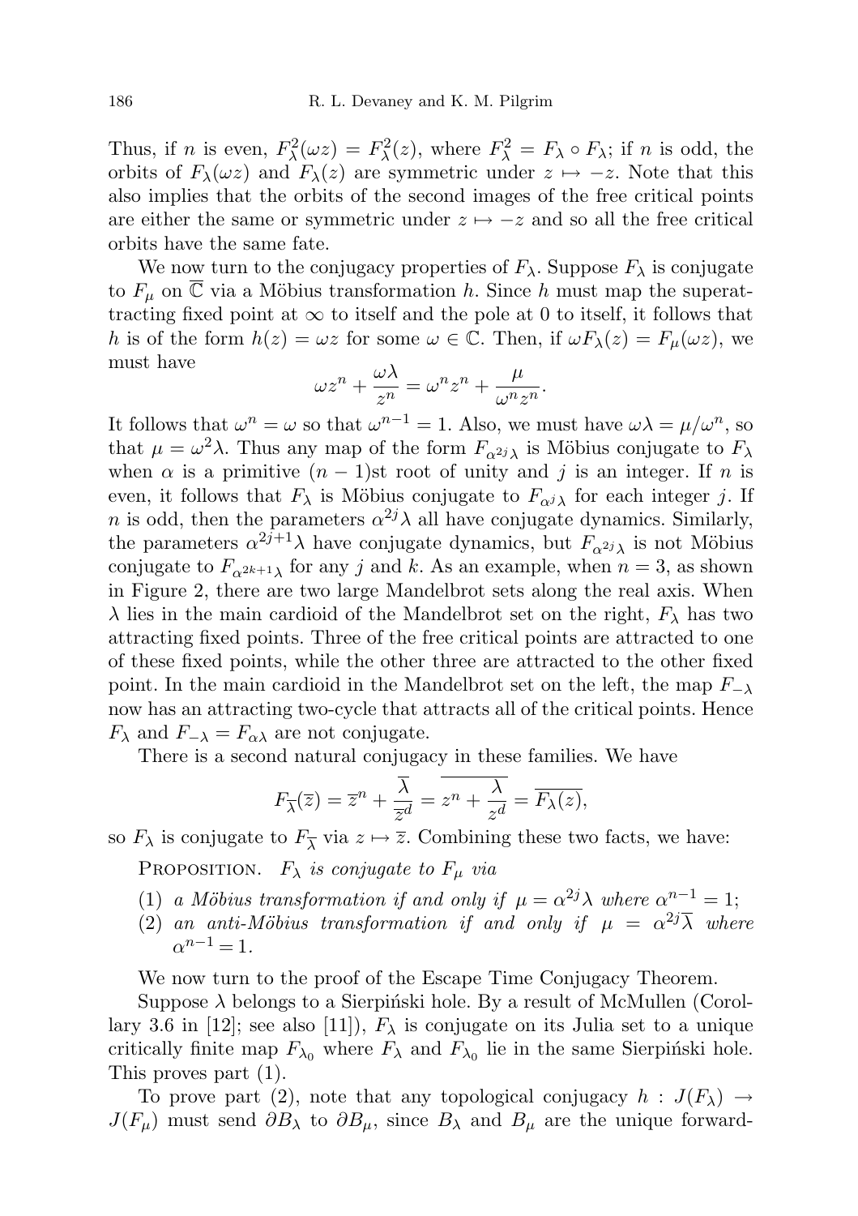Thus, if $n$ is even, $F_\lambda^2(\omega z) = F_\lambda^2(z)$, where $F_\lambda^2 = F_\lambda \circ F_\lambda$; if $n$ is odd, the orbits of $F_\lambda(\omega z)$ and $F_\lambda(z)$ are symmetric under $z \mapsto -z$. Note that this also implies that the orbits of the second images of the free critical points are either the same or symmetric under $z \mapsto -z$ and so all the free critical orbits have the same fate.

We now turn to the conjugacy properties of $F_\lambda$. Suppose $F_\lambda$ is conjugate to $F_\mu$ on $\overline{\mathbb{C}}$ via a Möbius transformation $h$. Since $h$ must map the superattracting fixed point at $\infty$ to itself and the pole at 0 to itself, it follows that $h$ is of the form $h(z) = \omega z$ for some $\omega \in \mathbb{C}$. Then, if $\omega F_\lambda(z) = F_\mu(\omega z)$, we must have

$$\omega z^n + \frac{\omega\lambda}{z^n} = \omega^n z^n + \frac{\mu}{\omega^n z^n}.$$

It follows that $\omega^n = \omega$ so that $\omega^{n-1} = 1$. Also, we must have $\omega\lambda = \mu/\omega^n$, so that $\mu = \omega^2\lambda$. Thus any map of the form $F_{\alpha^{2j}\lambda}$ is Möbius conjugate to $F_\lambda$ when $\alpha$ is a primitive $(n-1)$st root of unity and $j$ is an integer. If $n$ is even, it follows that $F_\lambda$ is Möbius conjugate to $F_{\alpha^j\lambda}$ for each integer $j$. If $n$ is odd, then the parameters $\alpha^{2j}\lambda$ all have conjugate dynamics. Similarly, the parameters $\alpha^{2j+1}\lambda$ have conjugate dynamics, but $F_{\alpha^{2j}\lambda}$ is not Möbius conjugate to $F_{\alpha^{2k+1}\lambda}$ for any $j$ and $k$. As an example, when $n = 3$, as shown in Figure 2, there are two large Mandelbrot sets along the real axis. When $\lambda$ lies in the main cardioid of the Mandelbrot set on the right, $F_\lambda$ has two attracting fixed points. Three of the free critical points are attracted to one of these fixed points, while the other three are attracted to the other fixed point. In the main cardioid in the Mandelbrot set on the left, the map $F_{-\lambda}$ now has an attracting two-cycle that attracts all of the critical points. Hence $F_\lambda$ and $F_{-\lambda} = F_{\alpha\lambda}$ are not conjugate.

There is a second natural conjugacy in these families. We have

$$F_{\overline{\lambda}}(\overline{z}) = \overline{z}^n + \frac{\overline{\lambda}}{\overline{z}^d} = \overline{z^n + \frac{\lambda}{z^d}} = \overline{F_\lambda(z)},$$

so $F_\lambda$ is conjugate to $F_{\overline{\lambda}}$ via $z \mapsto \overline{z}$. Combining these two facts, we have:

Proposition. *$F_\lambda$ is conjugate to $F_\mu$ via*

(1) *a Möbius transformation if and only if $\mu = \alpha^{2j}\lambda$ where $\alpha^{n-1} = 1$;*
(2) *an anti-Möbius transformation if and only if $\mu = \alpha^{2j}\overline{\lambda}$ where $\alpha^{n-1} = 1$.*

We now turn to the proof of the Escape Time Conjugacy Theorem.

Suppose $\lambda$ belongs to a Sierpiński hole. By a result of McMullen (Corollary 3.6 in [12]; see also [11]), $F_\lambda$ is conjugate on its Julia set to a unique critically finite map $F_{\lambda_0}$ where $F_\lambda$ and $F_{\lambda_0}$ lie in the same Sierpiński hole. This proves part (1).

To prove part (2), note that any topological conjugacy $h : J(F_\lambda) \to J(F_\mu)$ must send $\partial B_\lambda$ to $\partial B_\mu$, since $B_\lambda$ and $B_\mu$ are the unique forward-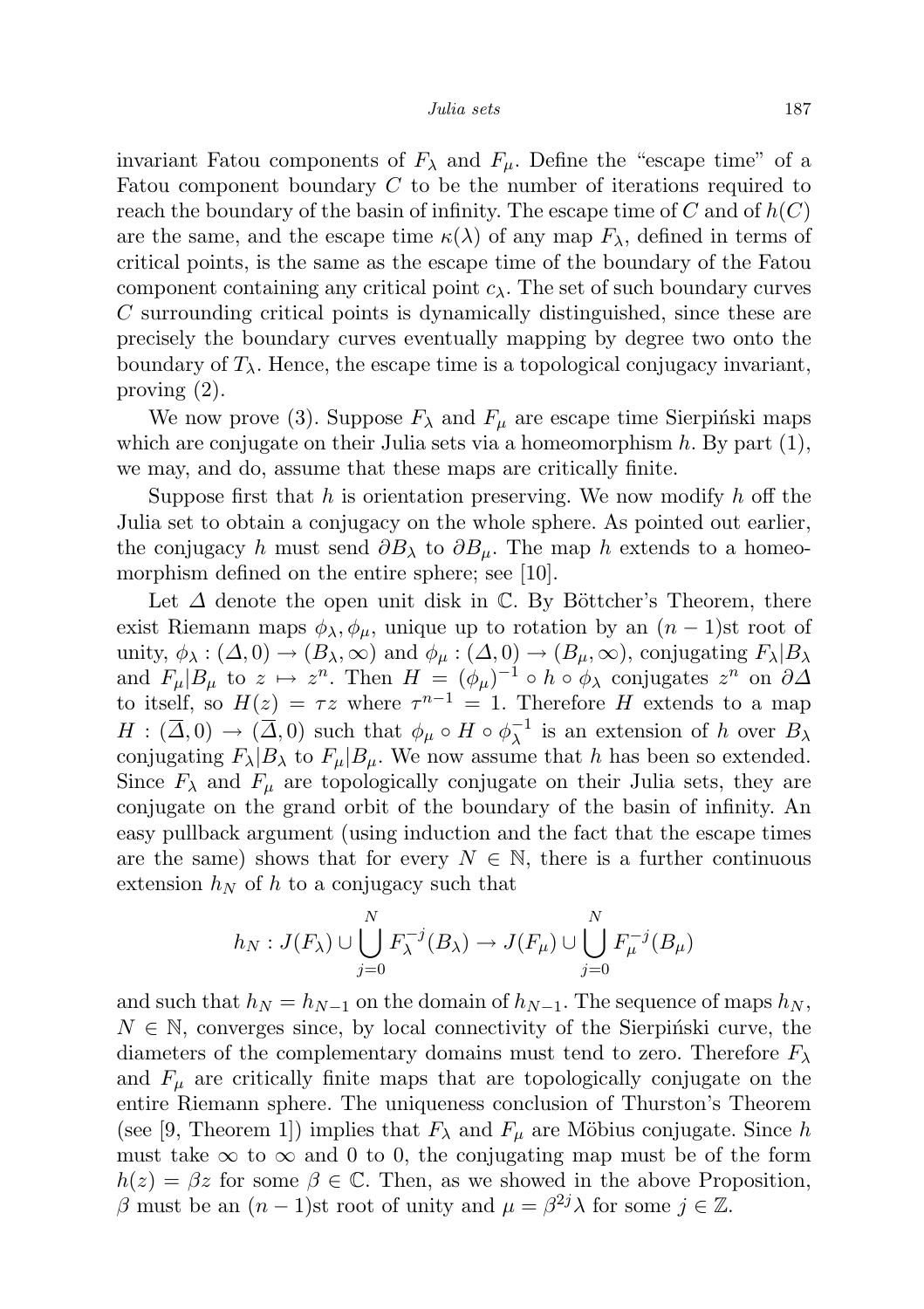invariant Fatou components of $F_\lambda$ and $F_\mu$. Define the "escape time" of a Fatou component boundary $C$ to be the number of iterations required to reach the boundary of the basin of infinity. The escape time of $C$ and of $h(C)$ are the same, and the escape time $\kappa(\lambda)$ of any map $F_\lambda$, defined in terms of critical points, is the same as the escape time of the boundary of the Fatou component containing any critical point $c_\lambda$. The set of such boundary curves $C$ surrounding critical points is dynamically distinguished, since these are precisely the boundary curves eventually mapping by degree two onto the boundary of $T_\lambda$. Hence, the escape time is a topological conjugacy invariant, proving (2).

We now prove (3). Suppose $F_\lambda$ and $F_\mu$ are escape time Sierpiński maps which are conjugate on their Julia sets via a homeomorphism $h$. By part (1), we may, and do, assume that these maps are critically finite.

Suppose first that $h$ is orientation preserving. We now modify $h$ off the Julia set to obtain a conjugacy on the whole sphere. As pointed out earlier, the conjugacy $h$ must send $\partial B_\lambda$ to $\partial B_\mu$. The map $h$ extends to a homeomorphism defined on the entire sphere; see [10].

Let $\Delta$ denote the open unit disk in $\mathbb{C}$. By Böttcher's Theorem, there exist Riemann maps $\phi_\lambda, \phi_\mu$, unique up to rotation by an $(n-1)$st root of unity, $\phi_\lambda : (\Delta, 0) \to (B_\lambda, \infty)$ and $\phi_\mu : (\Delta, 0) \to (B_\mu, \infty)$, conjugating $F_\lambda|B_\lambda$ and $F_\mu|B_\mu$ to $z \mapsto z^n$. Then $H = (\phi_\mu)^{-1} \circ h \circ \phi_\lambda$ conjugates $z^n$ on $\partial\Delta$ to itself, so $H(z) = \tau z$ where $\tau^{n-1} = 1$. Therefore $H$ extends to a map $H : (\overline{\Delta}, 0) \to (\overline{\Delta}, 0)$ such that $\phi_\mu \circ H \circ \phi_\lambda^{-1}$ is an extension of $h$ over $B_\lambda$ conjugating $F_\lambda|B_\lambda$ to $F_\mu|B_\mu$. We now assume that $h$ has been so extended. Since $F_\lambda$ and $F_\mu$ are topologically conjugate on their Julia sets, they are conjugate on the grand orbit of the boundary of the basin of infinity. An easy pullback argument (using induction and the fact that the escape times are the same) shows that for every $N \in \mathbb{N}$, there is a further continuous extension $h_N$ of $h$ to a conjugacy such that

$$h_N : J(F_\lambda) \cup \bigcup_{j=0}^{N} F_\lambda^{-j}(B_\lambda) \to J(F_\mu) \cup \bigcup_{j=0}^{N} F_\mu^{-j}(B_\mu)$$

and such that $h_N = h_{N-1}$ on the domain of $h_{N-1}$. The sequence of maps $h_N$, $N \in \mathbb{N}$, converges since, by local connectivity of the Sierpiński curve, the diameters of the complementary domains must tend to zero. Therefore $F_\lambda$ and $F_\mu$ are critically finite maps that are topologically conjugate on the entire Riemann sphere. The uniqueness conclusion of Thurston's Theorem (see [9, Theorem 1]) implies that $F_\lambda$ and $F_\mu$ are Möbius conjugate. Since $h$ must take $\infty$ to $\infty$ and 0 to 0, the conjugating map must be of the form $h(z) = \beta z$ for some $\beta \in \mathbb{C}$. Then, as we showed in the above Proposition, $\beta$ must be an $(n-1)$st root of unity and $\mu = \beta^{2j}\lambda$ for some $j \in \mathbb{Z}$.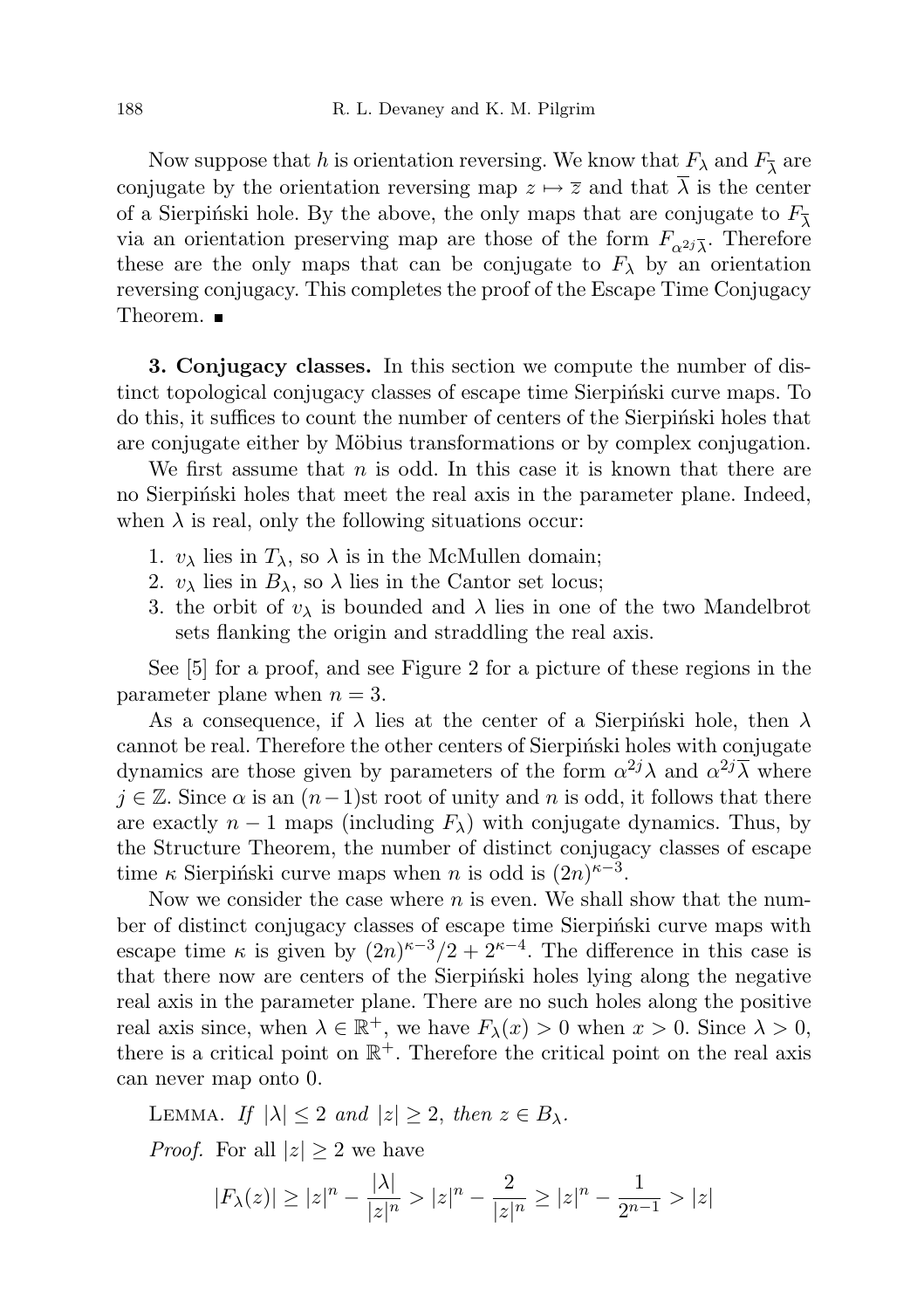Now suppose that $h$ is orientation reversing. We know that $F_\lambda$ and $F_{\overline{\lambda}}$ are conjugate by the orientation reversing map $z \mapsto \overline{z}$ and that $\overline{\lambda}$ is the center of a Sierpiński hole. By the above, the only maps that are conjugate to $F_{\overline{\lambda}}$ via an orientation preserving map are those of the form $F_{\alpha^{2j}\overline{\lambda}}$. Therefore these are the only maps that can be conjugate to $F_\lambda$ by an orientation reversing conjugacy. This completes the proof of the Escape Time Conjugacy Theorem. ■

**3. Conjugacy classes.** In this section we compute the number of distinct topological conjugacy classes of escape time Sierpiński curve maps. To do this, it suffices to count the number of centers of the Sierpiński holes that are conjugate either by Möbius transformations or by complex conjugation.

We first assume that $n$ is odd. In this case it is known that there are no Sierpiński holes that meet the real axis in the parameter plane. Indeed, when $\lambda$ is real, only the following situations occur:

1. $v_\lambda$ lies in $T_\lambda$, so $\lambda$ is in the McMullen domain;
2. $v_\lambda$ lies in $B_\lambda$, so $\lambda$ lies in the Cantor set locus;
3. the orbit of $v_\lambda$ is bounded and $\lambda$ lies in one of the two Mandelbrot sets flanking the origin and straddling the real axis.

See [5] for a proof, and see Figure 2 for a picture of these regions in the parameter plane when $n = 3$.

As a consequence, if $\lambda$ lies at the center of a Sierpiński hole, then $\lambda$ cannot be real. Therefore the other centers of Sierpiński holes with conjugate dynamics are those given by parameters of the form $\alpha^{2j}\lambda$ and $\alpha^{2j}\overline{\lambda}$ where $j \in \mathbb{Z}$. Since $\alpha$ is an $(n-1)$st root of unity and $n$ is odd, it follows that there are exactly $n-1$ maps (including $F_\lambda$) with conjugate dynamics. Thus, by the Structure Theorem, the number of distinct conjugacy classes of escape time $\kappa$ Sierpiński curve maps when $n$ is odd is $(2n)^{\kappa-3}$.

Now we consider the case where $n$ is even. We shall show that the number of distinct conjugacy classes of escape time Sierpiński curve maps with escape time $\kappa$ is given by $(2n)^{\kappa-3}/2 + 2^{\kappa-4}$. The difference in this case is that there now are centers of the Sierpiński holes lying along the negative real axis in the parameter plane. There are no such holes along the positive real axis since, when $\lambda \in \mathbb{R}^+$, we have $F_\lambda(x) > 0$ when $x > 0$. Since $\lambda > 0$, there is a critical point on $\mathbb{R}^+$. Therefore the critical point on the real axis can never map onto 0.

Lemma. *If $|\lambda| \leq 2$ and $|z| \geq 2$, then $z \in B_\lambda$.*

*Proof.* For all $|z| \geq 2$ we have

$$|F_\lambda(z)| \geq |z|^n - \frac{|\lambda|}{|z|^n} > |z|^n - \frac{2}{|z|^n} \geq |z|^n - \frac{1}{2^{n-1}} > |z|$$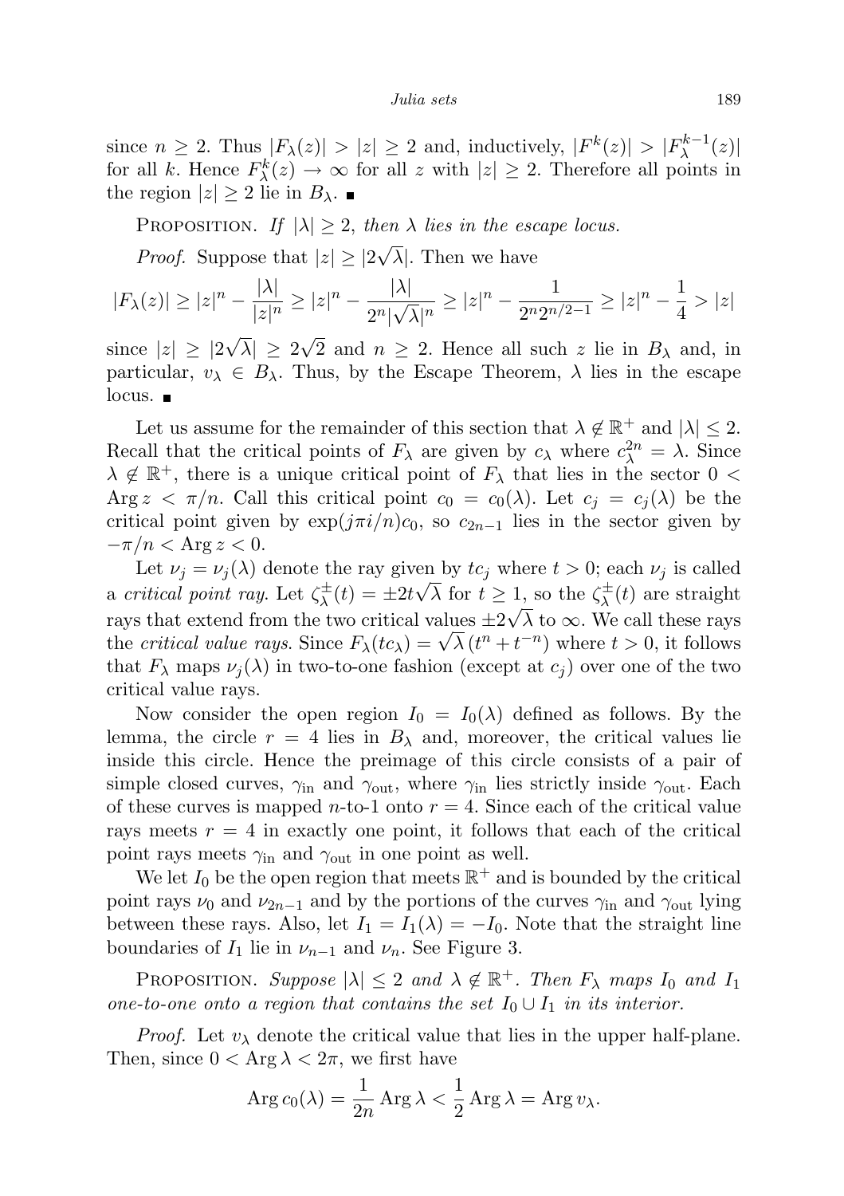since $n \geq 2$. Thus $|F_\lambda(z)| > |z| \geq 2$ and, inductively, $|F^k(z)| > |F_\lambda^{k-1}(z)|$ for all $k$. Hence $F_\lambda^k(z) \to \infty$ for all $z$ with $|z| \geq 2$. Therefore all points in the region $|z| \geq 2$ lie in $B_\lambda$. ∎

Proposition. *If $|\lambda| \geq 2$, then $\lambda$ lies in the escape locus.*

*Proof.* Suppose that $|z| \geq |2\sqrt{\lambda}|$. Then we have

$$|F_\lambda(z)| \geq |z|^n - \frac{|\lambda|}{|z|^n} \geq |z|^n - \frac{|\lambda|}{2^n|\sqrt{\lambda}|^n} \geq |z|^n - \frac{1}{2^n 2^{n/2-1}} \geq |z|^n - \frac{1}{4} > |z|$$

since $|z| \geq |2\sqrt{\lambda}| \geq 2\sqrt{2}$ and $n \geq 2$. Hence all such $z$ lie in $B_\lambda$ and, in particular, $v_\lambda \in B_\lambda$. Thus, by the Escape Theorem, $\lambda$ lies in the escape locus. ∎

Let us assume for the remainder of this section that $\lambda \notin \mathbb{R}^+$ and $|\lambda| \leq 2$. Recall that the critical points of $F_\lambda$ are given by $c_\lambda$ where $c_\lambda^{2n} = \lambda$. Since $\lambda \notin \mathbb{R}^+$, there is a unique critical point of $F_\lambda$ that lies in the sector $0 < \operatorname{Arg} z < \pi/n$. Call this critical point $c_0 = c_0(\lambda)$. Let $c_j = c_j(\lambda)$ be the critical point given by $\exp(j\pi i/n)c_0$, so $c_{2n-1}$ lies in the sector given by $-\pi/n < \operatorname{Arg} z < 0$.

Let $\nu_j = \nu_j(\lambda)$ denote the ray given by $tc_j$ where $t > 0$; each $\nu_j$ is called a *critical point ray*. Let $\zeta_\lambda^\pm(t) = \pm 2t\sqrt{\lambda}$ for $t \geq 1$, so the $\zeta_\lambda^\pm(t)$ are straight rays that extend from the two critical values $\pm 2\sqrt{\lambda}$ to $\infty$. We call these rays the *critical value rays*. Since $F_\lambda(tc_\lambda) = \sqrt{\lambda}\,(t^n + t^{-n})$ where $t > 0$, it follows that $F_\lambda$ maps $\nu_j(\lambda)$ in two-to-one fashion (except at $c_j$) over one of the two critical value rays.

Now consider the open region $I_0 = I_0(\lambda)$ defined as follows. By the lemma, the circle $r = 4$ lies in $B_\lambda$ and, moreover, the critical values lie inside this circle. Hence the preimage of this circle consists of a pair of simple closed curves, $\gamma_{\text{in}}$ and $\gamma_{\text{out}}$, where $\gamma_{\text{in}}$ lies strictly inside $\gamma_{\text{out}}$. Each of these curves is mapped $n$-to-1 onto $r = 4$. Since each of the critical value rays meets $r = 4$ in exactly one point, it follows that each of the critical point rays meets $\gamma_{\text{in}}$ and $\gamma_{\text{out}}$ in one point as well.

We let $I_0$ be the open region that meets $\mathbb{R}^+$ and is bounded by the critical point rays $\nu_0$ and $\nu_{2n-1}$ and by the portions of the curves $\gamma_{\text{in}}$ and $\gamma_{\text{out}}$ lying between these rays. Also, let $I_1 = I_1(\lambda) = -I_0$. Note that the straight line boundaries of $I_1$ lie in $\nu_{n-1}$ and $\nu_n$. See Figure 3.

Proposition. *Suppose $|\lambda| \leq 2$ and $\lambda \notin \mathbb{R}^+$. Then $F_\lambda$ maps $I_0$ and $I_1$ one-to-one onto a region that contains the set $I_0 \cup I_1$ in its interior.*

*Proof.* Let $v_\lambda$ denote the critical value that lies in the upper half-plane. Then, since $0 < \operatorname{Arg} \lambda < 2\pi$, we first have

$$\operatorname{Arg} c_0(\lambda) = \frac{1}{2n} \operatorname{Arg} \lambda < \frac{1}{2} \operatorname{Arg} \lambda = \operatorname{Arg} v_\lambda.$$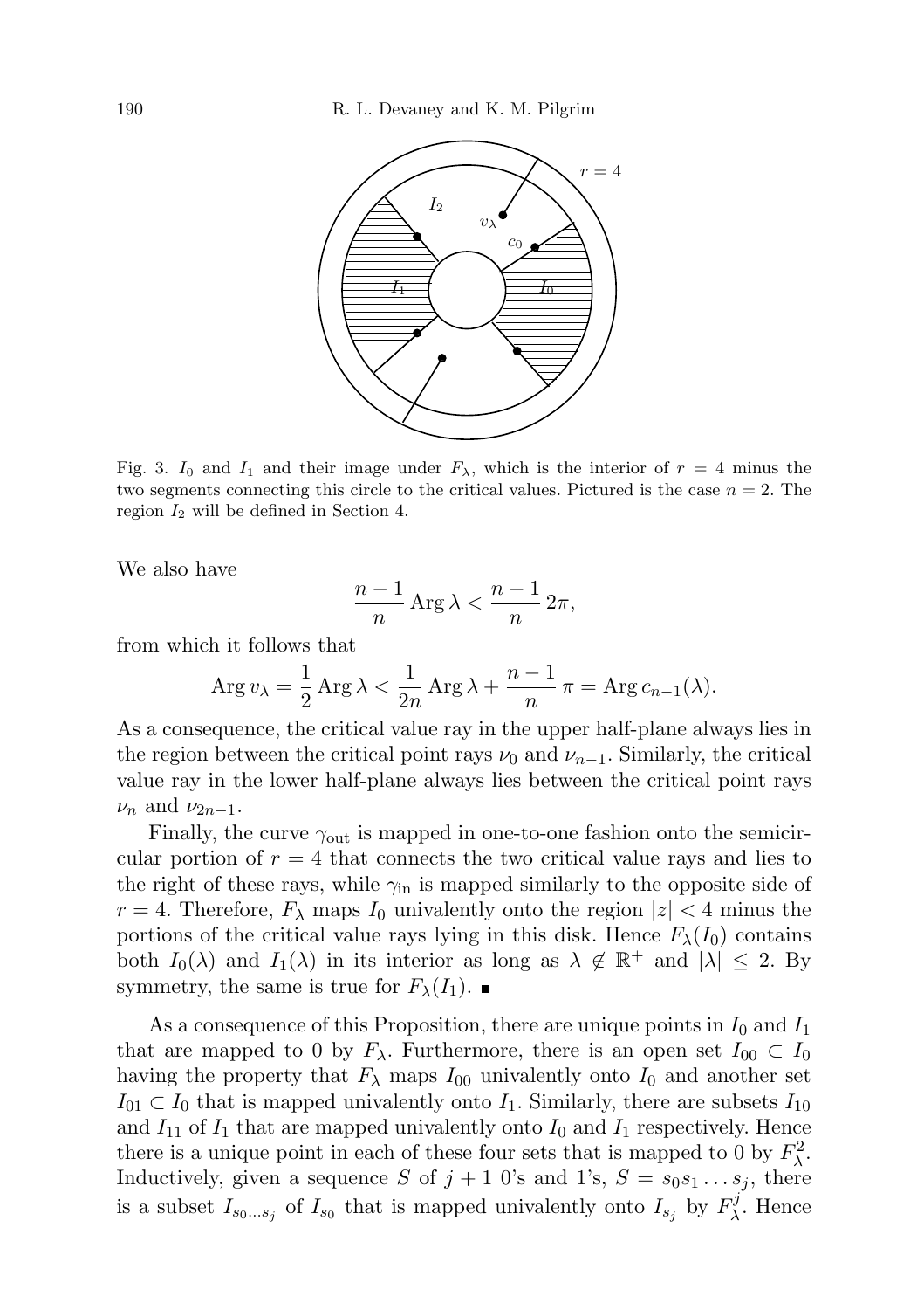Fig. 3. $I_0$ and $I_1$ and their image under $F_\lambda$, which is the interior of $r = 4$ minus the two segments connecting this circle to the critical values. Pictured is the case $n = 2$. The region $I_2$ will be defined in Section 4.

We also have

$$\frac{n-1}{n}\operatorname{Arg}\lambda < \frac{n-1}{n}\,2\pi,$$

from which it follows that

$$\operatorname{Arg} v_\lambda = \frac{1}{2}\operatorname{Arg}\lambda < \frac{1}{2n}\operatorname{Arg}\lambda + \frac{n-1}{n}\,\pi = \operatorname{Arg} c_{n-1}(\lambda).$$

As a consequence, the critical value ray in the upper half-plane always lies in the region between the critical point rays $\nu_0$ and $\nu_{n-1}$. Similarly, the critical value ray in the lower half-plane always lies between the critical point rays $\nu_n$ and $\nu_{2n-1}$.

Finally, the curve $\gamma_{\text{out}}$ is mapped in one-to-one fashion onto the semicircular portion of $r = 4$ that connects the two critical value rays and lies to the right of these rays, while $\gamma_{\text{in}}$ is mapped similarly to the opposite side of $r = 4$. Therefore, $F_\lambda$ maps $I_0$ univalently onto the region $|z| < 4$ minus the portions of the critical value rays lying in this disk. Hence $F_\lambda(I_0)$ contains both $I_0(\lambda)$ and $I_1(\lambda)$ in its interior as long as $\lambda \notin \mathbb{R}^+$ and $|\lambda| \leq 2$. By symmetry, the same is true for $F_\lambda(I_1)$. ∎

As a consequence of this Proposition, there are unique points in $I_0$ and $I_1$ that are mapped to 0 by $F_\lambda$. Furthermore, there is an open set $I_{00} \subset I_0$ having the property that $F_\lambda$ maps $I_{00}$ univalently onto $I_0$ and another set $I_{01} \subset I_0$ that is mapped univalently onto $I_1$. Similarly, there are subsets $I_{10}$ and $I_{11}$ of $I_1$ that are mapped univalently onto $I_0$ and $I_1$ respectively. Hence there is a unique point in each of these four sets that is mapped to 0 by $F_\lambda^2$. Inductively, given a sequence $S$ of $j+1$ 0's and 1's, $S = s_0 s_1 \ldots s_j$, there is a subset $I_{s_0 \ldots s_j}$ of $I_{s_0}$ that is mapped univalently onto $I_{s_j}$ by $F_\lambda^j$. Hence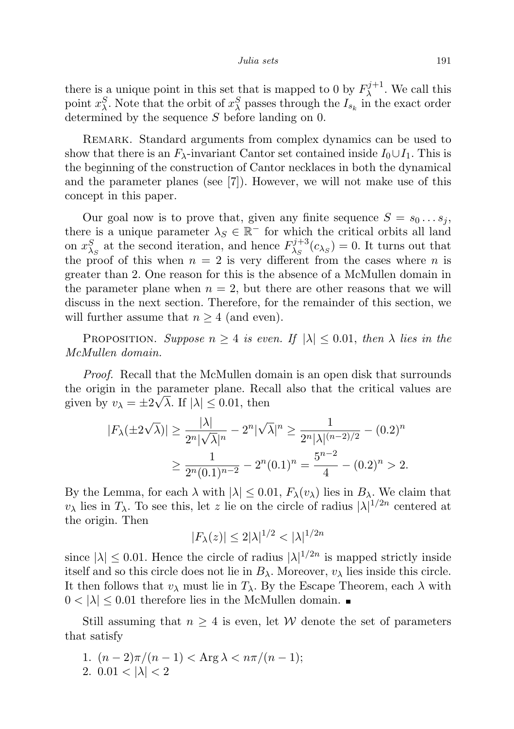there is a unique point in this set that is mapped to 0 by $F_\lambda^{j+1}$. We call this point $x_\lambda^S$. Note that the orbit of $x_\lambda^S$ passes through the $I_{s_k}$ in the exact order determined by the sequence $S$ before landing on 0.

Remark. Standard arguments from complex dynamics can be used to show that there is an $F_\lambda$-invariant Cantor set contained inside $I_0 \cup I_1$. This is the beginning of the construction of Cantor necklaces in both the dynamical and the parameter planes (see [7]). However, we will not make use of this concept in this paper.

Our goal now is to prove that, given any finite sequence $S = s_0 \dots s_j$, there is a unique parameter $\lambda_S \in \mathbb{R}^-$ for which the critical orbits all land on $x_{\lambda_S}^S$ at the second iteration, and hence $F_{\lambda_S}^{j+3}(c_{\lambda_S}) = 0$. It turns out that the proof of this when $n = 2$ is very different from the cases where $n$ is greater than 2. One reason for this is the absence of a McMullen domain in the parameter plane when $n = 2$, but there are other reasons that we will discuss in the next section. Therefore, for the remainder of this section, we will further assume that $n \geq 4$ (and even).

Proposition. *Suppose $n \geq 4$ is even. If $|\lambda| \leq 0.01$, then $\lambda$ lies in the McMullen domain.*

*Proof.* Recall that the McMullen domain is an open disk that surrounds the origin in the parameter plane. Recall also that the critical values are given by $v_\lambda = \pm 2\sqrt{\lambda}$. If $|\lambda| \leq 0.01$, then

$$
\begin{aligned}
|F_\lambda(\pm 2\sqrt{\lambda})| &\geq \frac{|\lambda|}{2^n |\sqrt{\lambda}|^n} - 2^n |\sqrt{\lambda}|^n \geq \frac{1}{2^n |\lambda|^{(n-2)/2}} - (0.2)^n \\
&\geq \frac{1}{2^n (0.1)^{n-2}} - 2^n (0.1)^n = \frac{5^{n-2}}{4} - (0.2)^n > 2.
\end{aligned}
$$

By the Lemma, for each $\lambda$ with $|\lambda| \leq 0.01$, $F_\lambda(v_\lambda)$ lies in $B_\lambda$. We claim that $v_\lambda$ lies in $T_\lambda$. To see this, let $z$ lie on the circle of radius $|\lambda|^{1/2n}$ centered at the origin. Then

$$
|F_\lambda(z)| \leq 2|\lambda|^{1/2} < |\lambda|^{1/2n}
$$

since $|\lambda| \leq 0.01$. Hence the circle of radius $|\lambda|^{1/2n}$ is mapped strictly inside itself and so this circle does not lie in $B_\lambda$. Moreover, $v_\lambda$ lies inside this circle. It then follows that $v_\lambda$ must lie in $T_\lambda$. By the Escape Theorem, each $\lambda$ with $0 < |\lambda| \leq 0.01$ therefore lies in the McMullen domain. ∎

Still assuming that $n \geq 4$ is even, let $\mathcal{W}$ denote the set of parameters that satisfy

1. $(n-2)\pi/(n-1) < \operatorname{Arg} \lambda < n\pi/(n-1)$;
2. $0.01 < |\lambda| < 2$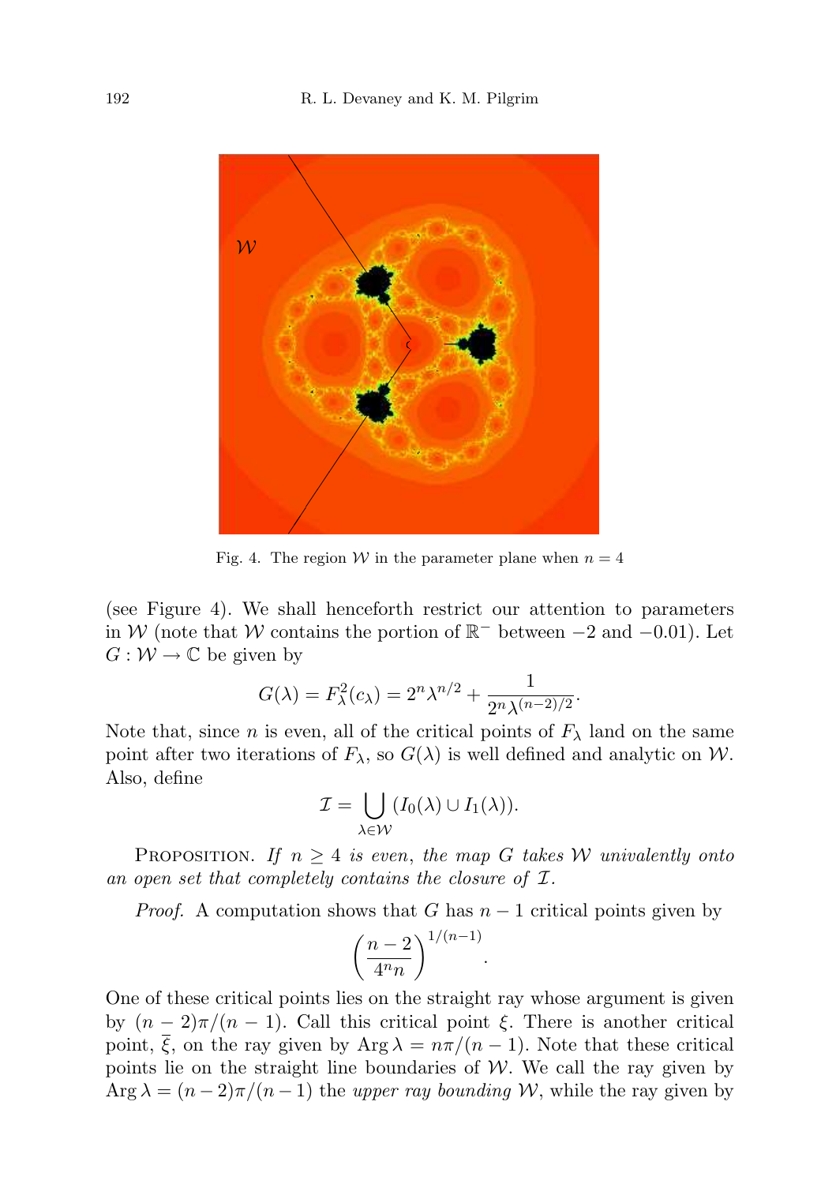Fig. 4. The region $\mathcal{W}$ in the parameter plane when $n = 4$

(see Figure 4). We shall henceforth restrict our attention to parameters in $\mathcal{W}$ (note that $\mathcal{W}$ contains the portion of $\mathbb{R}^-$ between $-2$ and $-0.01$). Let $G : \mathcal{W} \to \mathbb{C}$ be given by

$$G(\lambda) = F_\lambda^2(c_\lambda) = 2^n \lambda^{n/2} + \frac{1}{2^n \lambda^{(n-2)/2}}.$$

Note that, since $n$ is even, all of the critical points of $F_\lambda$ land on the same point after two iterations of $F_\lambda$, so $G(\lambda)$ is well defined and analytic on $\mathcal{W}$. Also, define

$$\mathcal{I} = \bigcup_{\lambda \in \mathcal{W}} (I_0(\lambda) \cup I_1(\lambda)).$$

Proposition. *If $n \geq 4$ is even, the map $G$ takes $\mathcal{W}$ univalently onto an open set that completely contains the closure of $\mathcal{I}$.*

*Proof.* A computation shows that $G$ has $n - 1$ critical points given by

$$\left(\frac{n-2}{4^n n}\right)^{1/(n-1)}.$$

One of these critical points lies on the straight ray whose argument is given by $(n-2)\pi/(n-1)$. Call this critical point $\xi$. There is another critical point, $\overline{\xi}$, on the ray given by $\operatorname{Arg} \lambda = n\pi/(n-1)$. Note that these critical points lie on the straight line boundaries of $\mathcal{W}$. We call the ray given by $\operatorname{Arg} \lambda = (n-2)\pi/(n-1)$ the *upper ray bounding* $\mathcal{W}$, while the ray given by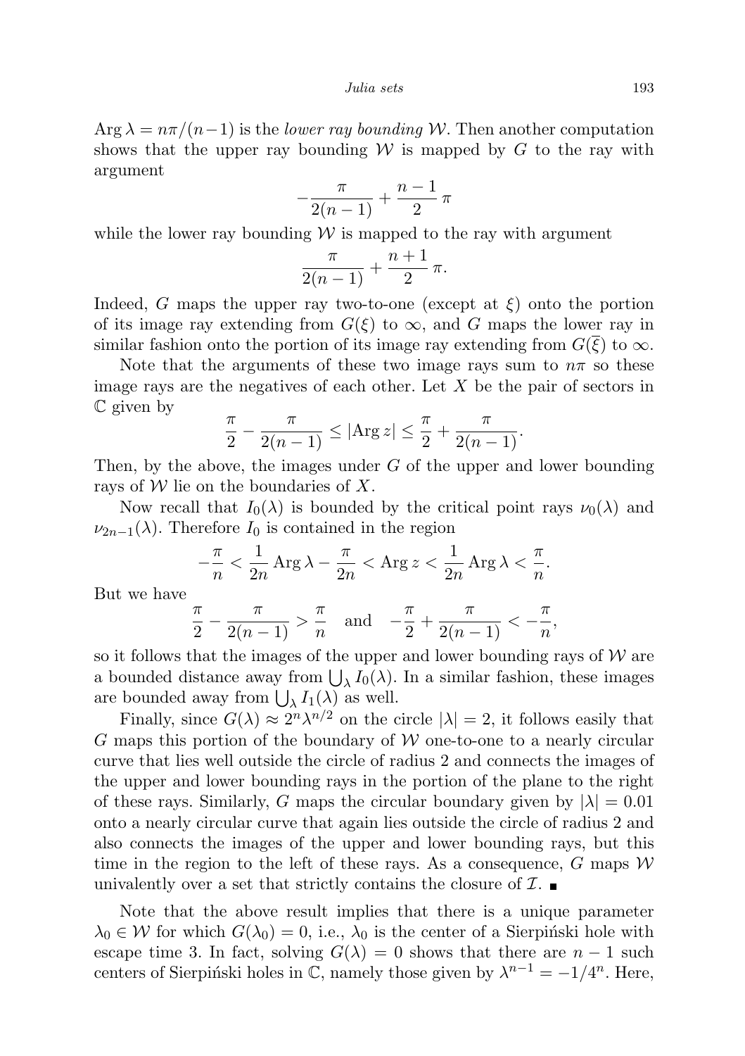$\operatorname{Arg} \lambda = n\pi/(n-1)$ is the *lower ray bounding* $\mathcal{W}$. Then another computation shows that the upper ray bounding $\mathcal{W}$ is mapped by $G$ to the ray with argument

$$-\frac{\pi}{2(n-1)} + \frac{n-1}{2}\,\pi$$

while the lower ray bounding $\mathcal{W}$ is mapped to the ray with argument

$$\frac{\pi}{2(n-1)} + \frac{n+1}{2}\,\pi.$$

Indeed, $G$ maps the upper ray two-to-one (except at $\xi$) onto the portion of its image ray extending from $G(\xi)$ to $\infty$, and $G$ maps the lower ray in similar fashion onto the portion of its image ray extending from $G(\overline{\xi})$ to $\infty$.

Note that the arguments of these two image rays sum to $n\pi$ so these image rays are the negatives of each other. Let $X$ be the pair of sectors in $\mathbb{C}$ given by

$$\frac{\pi}{2} - \frac{\pi}{2(n-1)} \le |\operatorname{Arg} z| \le \frac{\pi}{2} + \frac{\pi}{2(n-1)}.$$

Then, by the above, the images under $G$ of the upper and lower bounding rays of $\mathcal{W}$ lie on the boundaries of $X$.

Now recall that $I_0(\lambda)$ is bounded by the critical point rays $\nu_0(\lambda)$ and $\nu_{2n-1}(\lambda)$. Therefore $I_0$ is contained in the region

$$-\frac{\pi}{n} < \frac{1}{2n}\operatorname{Arg}\lambda - \frac{\pi}{2n} < \operatorname{Arg} z < \frac{1}{2n}\operatorname{Arg}\lambda < \frac{\pi}{n}.$$

But we have

$$\frac{\pi}{2} - \frac{\pi}{2(n-1)} > \frac{\pi}{n} \quad \text{and} \quad -\frac{\pi}{2} + \frac{\pi}{2(n-1)} < -\frac{\pi}{n},$$

so it follows that the images of the upper and lower bounding rays of $\mathcal{W}$ are a bounded distance away from $\bigcup_\lambda I_0(\lambda)$. In a similar fashion, these images are bounded away from $\bigcup_\lambda I_1(\lambda)$ as well.

Finally, since $G(\lambda) \approx 2^n \lambda^{n/2}$ on the circle $|\lambda| = 2$, it follows easily that $G$ maps this portion of the boundary of $\mathcal{W}$ one-to-one to a nearly circular curve that lies well outside the circle of radius 2 and connects the images of the upper and lower bounding rays in the portion of the plane to the right of these rays. Similarly, $G$ maps the circular boundary given by $|\lambda| = 0.01$ onto a nearly circular curve that again lies outside the circle of radius 2 and also connects the images of the upper and lower bounding rays, but this time in the region to the left of these rays. As a consequence, $G$ maps $\mathcal{W}$ univalently over a set that strictly contains the closure of $\mathcal{I}$. ∎

Note that the above result implies that there is a unique parameter $\lambda_0 \in \mathcal{W}$ for which $G(\lambda_0) = 0$, i.e., $\lambda_0$ is the center of a Sierpiński hole with escape time 3. In fact, solving $G(\lambda) = 0$ shows that there are $n-1$ such centers of Sierpiński holes in $\mathbb{C}$, namely those given by $\lambda^{n-1} = -1/4^n$. Here,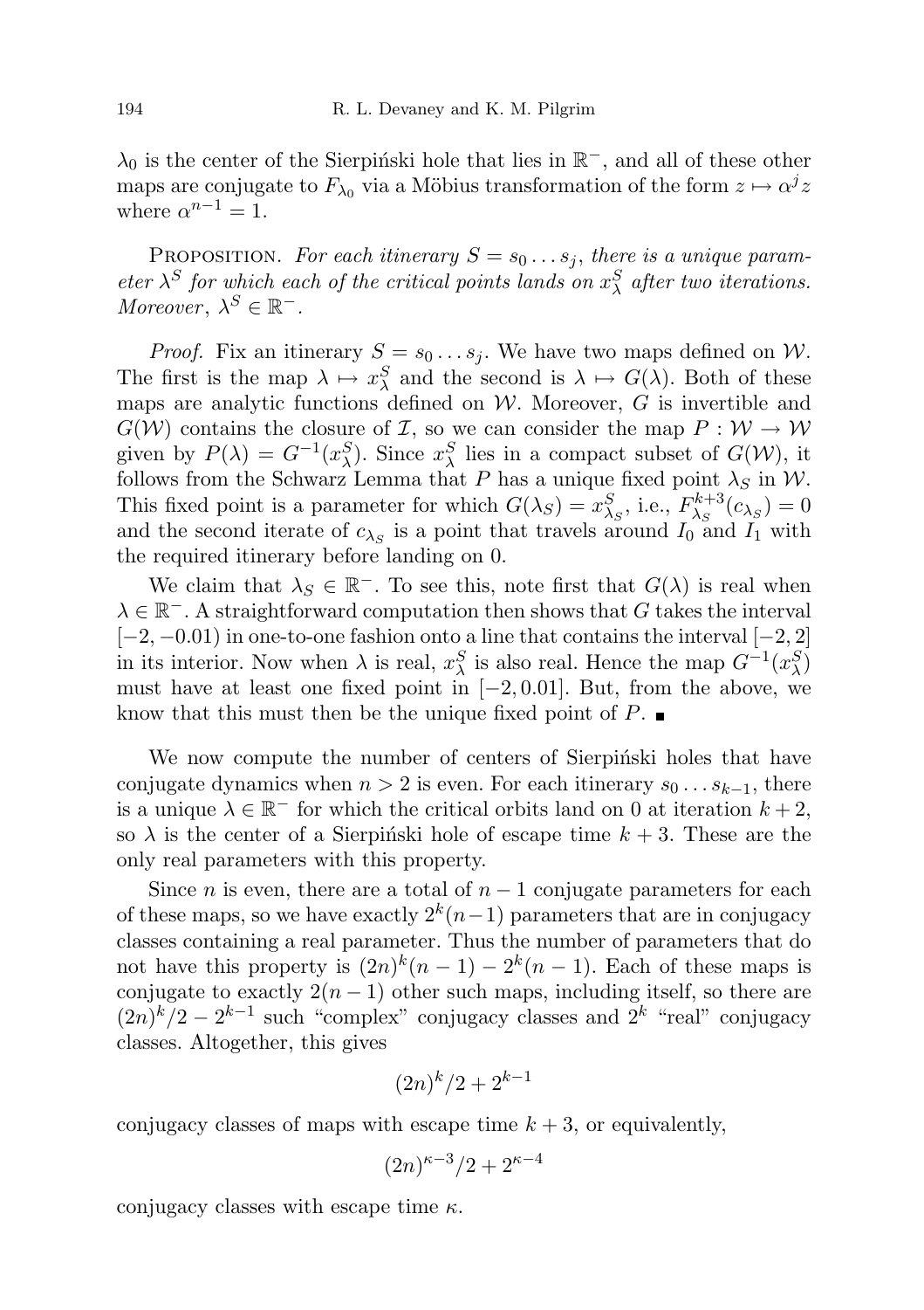$\lambda_0$ is the center of the Sierpiński hole that lies in $\mathbb{R}^-$, and all of these other maps are conjugate to $F_{\lambda_0}$ via a Möbius transformation of the form $z \mapsto \alpha^j z$ where $\alpha^{n-1} = 1$.

PROPOSITION. *For each itinerary $S = s_0 \dots s_j$, there is a unique parameter $\lambda^S$ for which each of the critical points lands on $x^S_\lambda$ after two iterations. Moreover, $\lambda^S \in \mathbb{R}^-$.*

*Proof.* Fix an itinerary $S = s_0 \dots s_j$. We have two maps defined on $\mathcal{W}$. The first is the map $\lambda \mapsto x^S_\lambda$ and the second is $\lambda \mapsto G(\lambda)$. Both of these maps are analytic functions defined on $\mathcal{W}$. Moreover, $G$ is invertible and $G(\mathcal{W})$ contains the closure of $\mathcal{I}$, so we can consider the map $P : \mathcal{W} \to \mathcal{W}$ given by $P(\lambda) = G^{-1}(x^S_\lambda)$. Since $x^S_\lambda$ lies in a compact subset of $G(\mathcal{W})$, it follows from the Schwarz Lemma that $P$ has a unique fixed point $\lambda_S$ in $\mathcal{W}$. This fixed point is a parameter for which $G(\lambda_S) = x^S_{\lambda_S}$, i.e., $F^{k+3}_{\lambda_S}(c_{\lambda_S}) = 0$ and the second iterate of $c_{\lambda_S}$ is a point that travels around $I_0$ and $I_1$ with the required itinerary before landing on 0.

We claim that $\lambda_S \in \mathbb{R}^-$. To see this, note first that $G(\lambda)$ is real when $\lambda \in \mathbb{R}^-$. A straightforward computation then shows that $G$ takes the interval $[-2, -0.01)$ in one-to-one fashion onto a line that contains the interval $[-2, 2]$ in its interior. Now when $\lambda$ is real, $x^S_\lambda$ is also real. Hence the map $G^{-1}(x^S_\lambda)$ must have at least one fixed point in $[-2, 0.01]$. But, from the above, we know that this must then be the unique fixed point of $P$. ■

We now compute the number of centers of Sierpiński holes that have conjugate dynamics when $n > 2$ is even. For each itinerary $s_0 \dots s_{k-1}$, there is a unique $\lambda \in \mathbb{R}^-$ for which the critical orbits land on 0 at iteration $k+2$, so $\lambda$ is the center of a Sierpiński hole of escape time $k+3$. These are the only real parameters with this property.

Since $n$ is even, there are a total of $n-1$ conjugate parameters for each of these maps, so we have exactly $2^k(n-1)$ parameters that are in conjugacy classes containing a real parameter. Thus the number of parameters that do not have this property is $(2n)^k(n-1) - 2^k(n-1)$. Each of these maps is conjugate to exactly $2(n-1)$ other such maps, including itself, so there are $(2n)^k/2 - 2^{k-1}$ such "complex" conjugacy classes and $2^k$ "real" conjugacy classes. Altogether, this gives

$$(2n)^k/2 + 2^{k-1}$$

conjugacy classes of maps with escape time $k+3$, or equivalently,

$$(2n)^{\kappa-3}/2 + 2^{\kappa-4}$$

conjugacy classes with escape time $\kappa$.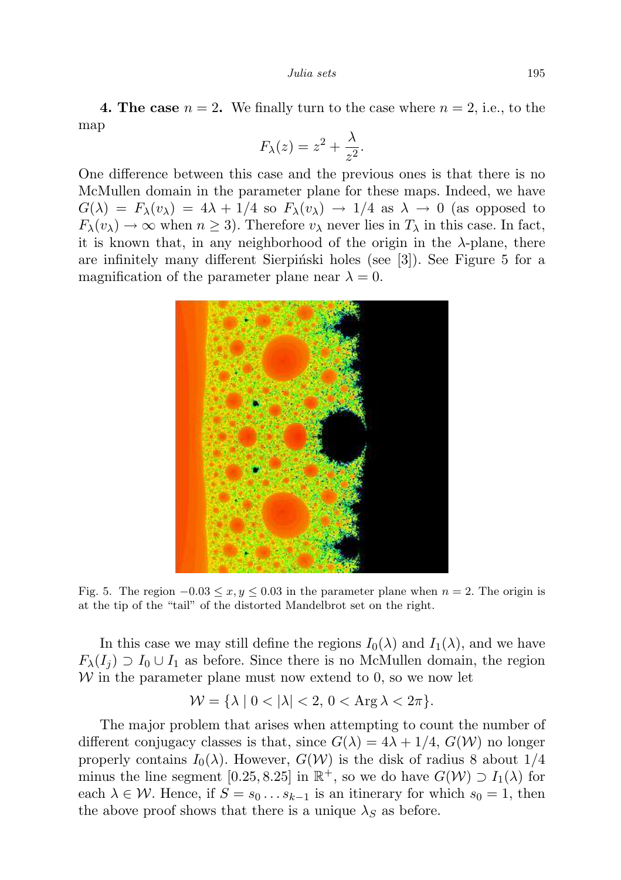**4. The case $n = 2$.** We finally turn to the case where $n = 2$, i.e., to the map

$$F_\lambda(z) = z^2 + \frac{\lambda}{z^2}.$$

One difference between this case and the previous ones is that there is no McMullen domain in the parameter plane for these maps. Indeed, we have $G(\lambda) = F_\lambda(v_\lambda) = 4\lambda + 1/4$ so $F_\lambda(v_\lambda) \to 1/4$ as $\lambda \to 0$ (as opposed to $F_\lambda(v_\lambda) \to \infty$ when $n \geq 3$). Therefore $v_\lambda$ never lies in $T_\lambda$ in this case. In fact, it is known that, in any neighborhood of the origin in the $\lambda$-plane, there are infinitely many different Sierpiński holes (see [3]). See Figure 5 for a magnification of the parameter plane near $\lambda = 0$.

Fig. 5. The region $-0.03 \leq x, y \leq 0.03$ in the parameter plane when $n = 2$. The origin is at the tip of the "tail" of the distorted Mandelbrot set on the right.

In this case we may still define the regions $I_0(\lambda)$ and $I_1(\lambda)$, and we have $F_\lambda(I_j) \supset I_0 \cup I_1$ as before. Since there is no McMullen domain, the region $\mathcal{W}$ in the parameter plane must now extend to 0, so we now let

$$\mathcal{W} = \{\lambda \mid 0 < |\lambda| < 2,\ 0 < \operatorname{Arg} \lambda < 2\pi\}.$$

The major problem that arises when attempting to count the number of different conjugacy classes is that, since $G(\lambda) = 4\lambda + 1/4$, $G(\mathcal{W})$ no longer properly contains $I_0(\lambda)$. However, $G(\mathcal{W})$ is the disk of radius 8 about $1/4$ minus the line segment $[0.25, 8.25]$ in $\mathbb{R}^+$, so we do have $G(\mathcal{W}) \supset I_1(\lambda)$ for each $\lambda \in \mathcal{W}$. Hence, if $S = s_0 \ldots s_{k-1}$ is an itinerary for which $s_0 = 1$, then the above proof shows that there is a unique $\lambda_S$ as before.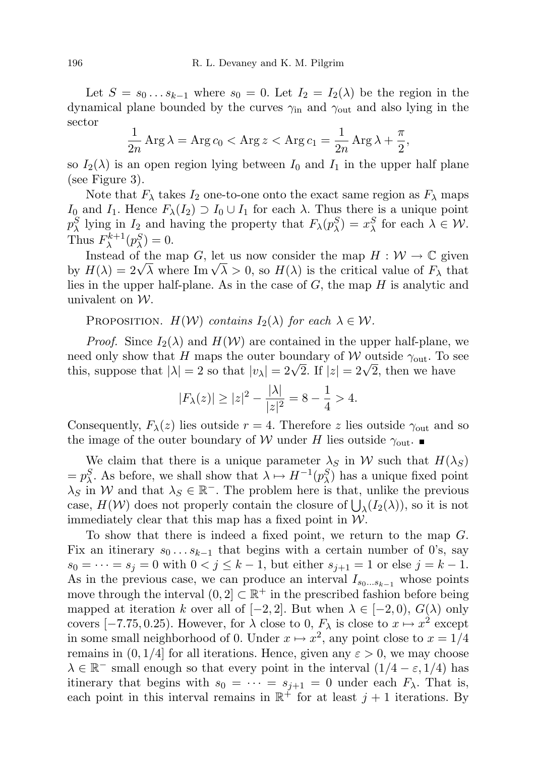Let $S = s_0 \dots s_{k-1}$ where $s_0 = 0$. Let $I_2 = I_2(\lambda)$ be the region in the dynamical plane bounded by the curves $\gamma_{\text{in}}$ and $\gamma_{\text{out}}$ and also lying in the sector

$$\frac{1}{2n} \operatorname{Arg} \lambda = \operatorname{Arg} c_0 < \operatorname{Arg} z < \operatorname{Arg} c_1 = \frac{1}{2n} \operatorname{Arg} \lambda + \frac{\pi}{2},$$

so $I_2(\lambda)$ is an open region lying between $I_0$ and $I_1$ in the upper half plane (see Figure 3).

Note that $F_\lambda$ takes $I_2$ one-to-one onto the exact same region as $F_\lambda$ maps $I_0$ and $I_1$. Hence $F_\lambda(I_2) \supset I_0 \cup I_1$ for each $\lambda$. Thus there is a unique point $p_\lambda^S$ lying in $I_2$ and having the property that $F_\lambda(p_\lambda^S) = x_\lambda^S$ for each $\lambda \in \mathcal{W}$. Thus $F_\lambda^{k+1}(p_\lambda^S) = 0$.

Instead of the map $G$, let us now consider the map $H : \mathcal{W} \to \mathbb{C}$ given by $H(\lambda) = 2\sqrt{\lambda}$ where $\operatorname{Im} \sqrt{\lambda} > 0$, so $H(\lambda)$ is the critical value of $F_\lambda$ that lies in the upper half-plane. As in the case of $G$, the map $H$ is analytic and univalent on $\mathcal{W}$.

Proposition. *$H(\mathcal{W})$ contains $I_2(\lambda)$ for each $\lambda \in \mathcal{W}$.*

*Proof.* Since $I_2(\lambda)$ and $H(\mathcal{W})$ are contained in the upper half-plane, we need only show that $H$ maps the outer boundary of $\mathcal{W}$ outside $\gamma_{\text{out}}$. To see this, suppose that $|\lambda| = 2$ so that $|v_\lambda| = 2\sqrt{2}$. If $|z| = 2\sqrt{2}$, then we have

$$|F_\lambda(z)| \geq |z|^2 - \frac{|\lambda|}{|z|^2} = 8 - \frac{1}{4} > 4.$$

Consequently, $F_\lambda(z)$ lies outside $r = 4$. Therefore $z$ lies outside $\gamma_{\text{out}}$ and so the image of the outer boundary of $\mathcal{W}$ under $H$ lies outside $\gamma_{\text{out}}$. ∎

We claim that there is a unique parameter $\lambda_S$ in $\mathcal{W}$ such that $H(\lambda_S) = p_\lambda^S$. As before, we shall show that $\lambda \mapsto H^{-1}(p_\lambda^S)$ has a unique fixed point $\lambda_S$ in $\mathcal{W}$ and that $\lambda_S \in \mathbb{R}^-$. The problem here is that, unlike the previous case, $H(\mathcal{W})$ does not properly contain the closure of $\bigcup_\lambda (I_2(\lambda))$, so it is not immediately clear that this map has a fixed point in $\mathcal{W}$.

To show that there is indeed a fixed point, we return to the map $G$. Fix an itinerary $s_0 \dots s_{k-1}$ that begins with a certain number of 0's, say $s_0 = \dots = s_j = 0$ with $0 < j \leq k-1$, but either $s_{j+1} = 1$ or else $j = k-1$. As in the previous case, we can produce an interval $I_{s_0 \dots s_{k-1}}$ whose points move through the interval $(0, 2] \subset \mathbb{R}^+$ in the prescribed fashion before being mapped at iteration $k$ over all of $[-2, 2]$. But when $\lambda \in [-2, 0)$, $G(\lambda)$ only covers $[-7.75, 0.25)$. However, for $\lambda$ close to 0, $F_\lambda$ is close to $x \mapsto x^2$ except in some small neighborhood of 0. Under $x \mapsto x^2$, any point close to $x = 1/4$ remains in $(0, 1/4]$ for all iterations. Hence, given any $\varepsilon > 0$, we may choose $\lambda \in \mathbb{R}^-$ small enough so that every point in the interval $(1/4 - \varepsilon, 1/4)$ has itinerary that begins with $s_0 = \dots = s_{j+1} = 0$ under each $F_\lambda$. That is, each point in this interval remains in $\mathbb{R}^+$ for at least $j + 1$ iterations. By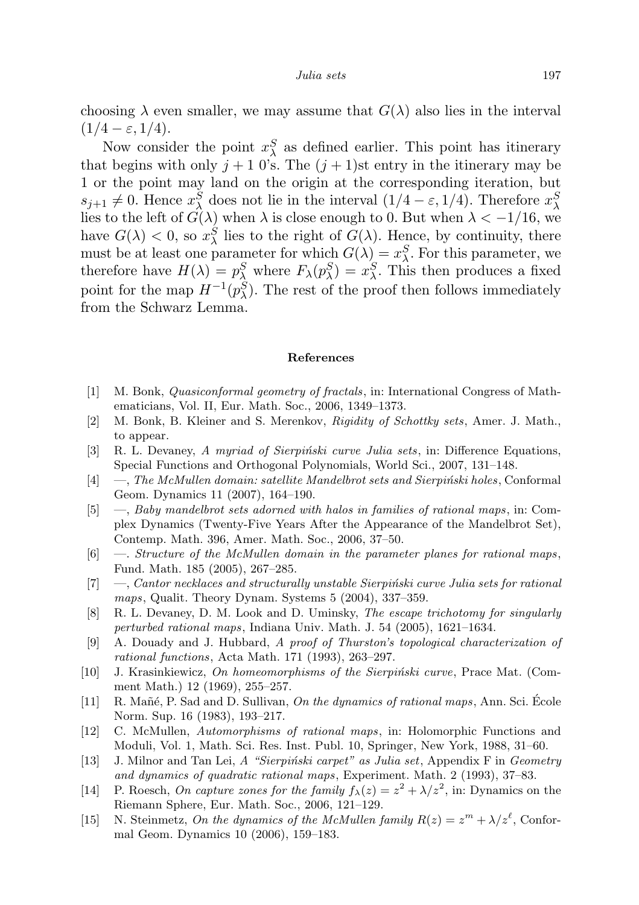choosing $\lambda$ even smaller, we may assume that $G(\lambda)$ also lies in the interval $(1/4-\varepsilon, 1/4)$.

Now consider the point $x_\lambda^S$ as defined earlier. This point has itinerary that begins with only $j+1$ 0's. The $(j+1)$st entry in the itinerary may be 1 or the point may land on the origin at the corresponding iteration, but $s_{j+1} \neq 0$. Hence $x_\lambda^S$ does not lie in the interval $(1/4-\varepsilon, 1/4)$. Therefore $x_\lambda^S$ lies to the left of $G(\lambda)$ when $\lambda$ is close enough to 0. But when $\lambda < -1/16$, we have $G(\lambda) < 0$, so $x_\lambda^S$ lies to the right of $G(\lambda)$. Hence, by continuity, there must be at least one parameter for which $G(\lambda) = x_\lambda^S$. For this parameter, we therefore have $H(\lambda) = p_\lambda^S$ where $F_\lambda(p_\lambda^S) = x_\lambda^S$. This then produces a fixed point for the map $H^{-1}(p_\lambda^S)$. The rest of the proof then follows immediately from the Schwarz Lemma.

## References

[1] M. Bonk, *Quasiconformal geometry of fractals*, in: International Congress of Mathematicians, Vol. II, Eur. Math. Soc., 2006, 1349–1373.

[2] M. Bonk, B. Kleiner and S. Merenkov, *Rigidity of Schottky sets*, Amer. J. Math., to appear.

[3] R. L. Devaney, *A myriad of Sierpiński curve Julia sets*, in: Difference Equations, Special Functions and Orthogonal Polynomials, World Sci., 2007, 131–148.

[4] —, *The McMullen domain: satellite Mandelbrot sets and Sierpiński holes*, Conformal Geom. Dynamics 11 (2007), 164–190.

[5] —, *Baby mandelbrot sets adorned with halos in families of rational maps*, in: Complex Dynamics (Twenty-Five Years After the Appearance of the Mandelbrot Set), Contemp. Math. 396, Amer. Math. Soc., 2006, 37–50.

[6] —. *Structure of the McMullen domain in the parameter planes for rational maps*, Fund. Math. 185 (2005), 267–285.

[7] —, *Cantor necklaces and structurally unstable Sierpiński curve Julia sets for rational maps*, Qualit. Theory Dynam. Systems 5 (2004), 337–359.

[8] R. L. Devaney, D. M. Look and D. Uminsky, *The escape trichotomy for singularly perturbed rational maps*, Indiana Univ. Math. J. 54 (2005), 1621–1634.

[9] A. Douady and J. Hubbard, *A proof of Thurston's topological characterization of rational functions*, Acta Math. 171 (1993), 263–297.

[10] J. Krasinkiewicz, *On homeomorphisms of the Sierpiński curve*, Prace Mat. (Comment Math.) 12 (1969), 255–257.

[11] R. Mañé, P. Sad and D. Sullivan, *On the dynamics of rational maps*, Ann. Sci. École Norm. Sup. 16 (1983), 193–217.

[12] C. McMullen, *Automorphisms of rational maps*, in: Holomorphic Functions and Moduli, Vol. 1, Math. Sci. Res. Inst. Publ. 10, Springer, New York, 1988, 31–60.

[13] J. Milnor and Tan Lei, *A "Sierpiński carpet" as Julia set*, Appendix F in *Geometry and dynamics of quadratic rational maps*, Experiment. Math. 2 (1993), 37–83.

[14] P. Roesch, *On capture zones for the family $f_\lambda(z) = z^2 + \lambda/z^2$*, in: Dynamics on the Riemann Sphere, Eur. Math. Soc., 2006, 121–129.

[15] N. Steinmetz, *On the dynamics of the McMullen family $R(z) = z^m + \lambda/z^\ell$*, Conformal Geom. Dynamics 10 (2006), 159–183.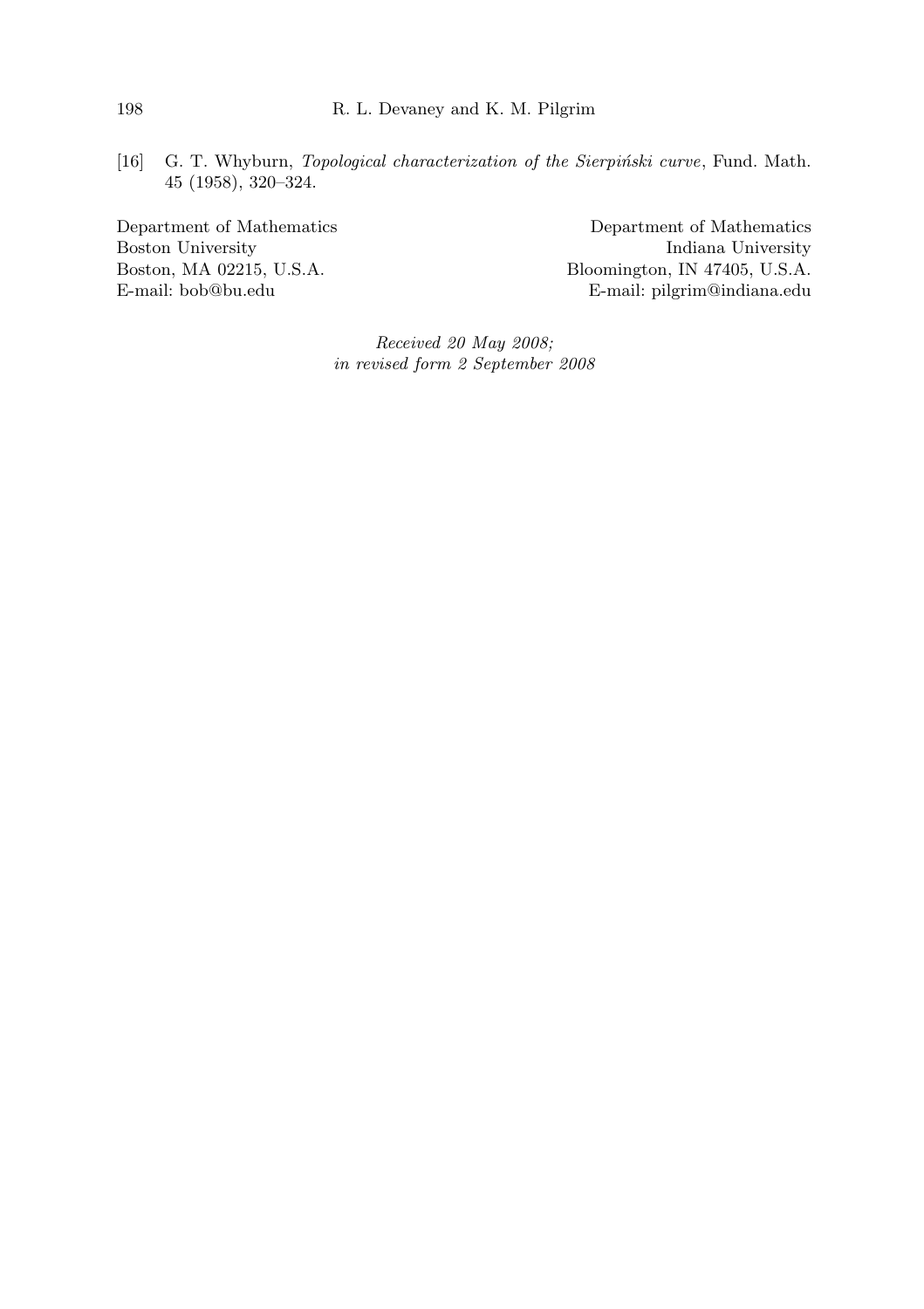[16] G. T. Whyburn, *Topological characterization of the Sierpiński curve*, Fund. Math. 45 (1958), 320–324.

Department of Mathematics
Boston University
Boston, MA 02215, U.S.A.
E-mail: bob@bu.edu

Department of Mathematics
Indiana University
Bloomington, IN 47405, U.S.A.
E-mail: pilgrim@indiana.edu

*Received 20 May 2008;*
*in revised form 2 September 2008*